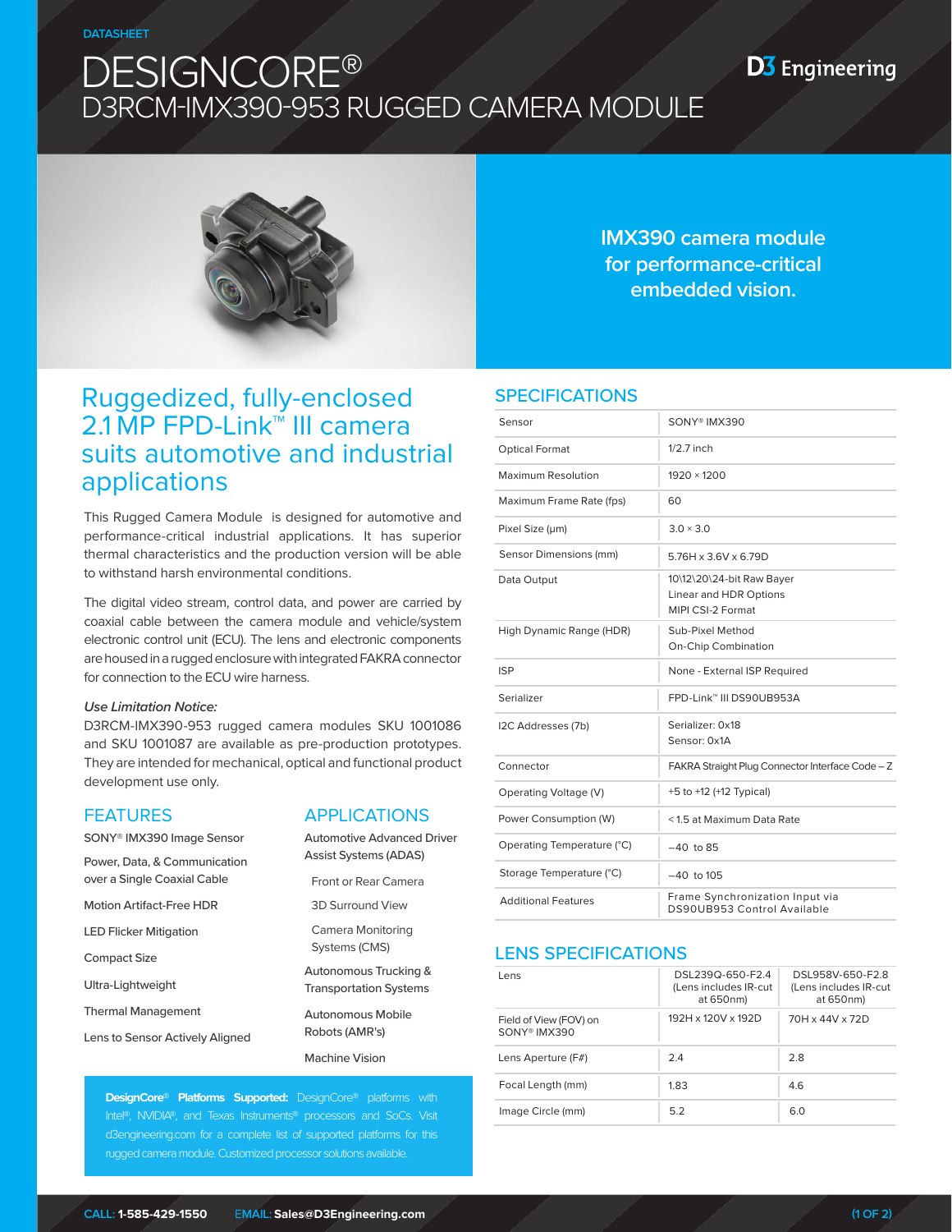DATASHEET

# DESIGNCORE®
## D3RCM-IMX390-953 RUGGED CAMERA MODULE

D3 Engineering

**IMX390 camera module for performance-critical embedded vision.**

## Ruggedized, fully-enclosed 2.1 MP FPD-Link™ III camera suits automotive and industrial applications

This Rugged Camera Module is designed for automotive and performance-critical industrial applications. It has superior thermal characteristics and the production version will be able to withstand harsh environmental conditions.

The digital video stream, control data, and power are carried by coaxial cable between the camera module and vehicle/system electronic control unit (ECU). The lens and electronic components are housed in a rugged enclosure with integrated FAKRA connector for connection to the ECU wire harness.

***Use Limitation Notice:***
D3RCM-IMX390-953 rugged camera modules SKU 1001086 and SKU 1001087 are available as pre-production prototypes. They are intended for mechanical, optical and functional product development use only.

## FEATURES

- SONY® IMX390 Image Sensor
- Power, Data, & Communication over a Single Coaxial Cable
- Motion Artifact-Free HDR
- LED Flicker Mitigation
- Compact Size
- Ultra-Lightweight
- Thermal Management
- Lens to Sensor Actively Aligned

## APPLICATIONS

- Automotive Advanced Driver Assist Systems (ADAS)
  - Front or Rear Camera
  - 3D Surround View
  - Camera Monitoring Systems (CMS)
- Autonomous Trucking & Transportation Systems
- Autonomous Mobile Robots (AMR's)
- Machine Vision

**DesignCore® Platforms Supported:** DesignCore® platforms with Intel®, NVIDIA®, and Texas Instruments® processors and SoCs. Visit d3engineering.com for a complete list of supported platforms for this rugged camera module. Customized processor solutions available.

## SPECIFICATIONS

| | |
|---|---|
| Sensor | SONY® IMX390 |
| Optical Format | 1/2.7 inch |
| Maximum Resolution | 1920 × 1200 |
| Maximum Frame Rate (fps) | 60 |
| Pixel Size (µm) | 3.0 × 3.0 |
| Sensor Dimensions (mm) | 5.76H x 3.6V x 6.79D |
| Data Output | 10\12\20\24-bit Raw Bayer<br>Linear and HDR Options<br>MIPI CSI-2 Format |
| High Dynamic Range (HDR) | Sub-Pixel Method<br>On-Chip Combination |
| ISP | None - External ISP Required |
| Serializer | FPD-Link™ III DS90UB953A |
| I2C Addresses (7b) | Serializer: 0x18<br>Sensor: 0x1A |
| Connector | FAKRA Straight Plug Connector Interface Code – Z |
| Operating Voltage (V) | +5 to +12 (+12 Typical) |
| Power Consumption (W) | < 1.5 at Maximum Data Rate |
| Operating Temperature (°C) | –40 to 85 |
| Storage Temperature (°C) | –40 to 105 |
| Additional Features | Frame Synchronization Input via DS90UB953 Control Available |

## LENS SPECIFICATIONS

| Lens | DSL239Q-650-F2.4 (Lens includes IR-cut at 650nm) | DSL958V-650-F2.8 (Lens includes IR-cut at 650nm) |
|---|---|---|
| Field of View (FOV) on SONY® IMX390 | 192H x 120V x 192D | 70H x 44V x 72D |
| Lens Aperture (F#) | 2.4 | 2.8 |
| Focal Length (mm) | 1.83 | 4.6 |
| Image Circle (mm) | 5.2 | 6.0 |

**CALL:** 1-585-429-1550 **EMAIL:** Sales@D3Engineering.com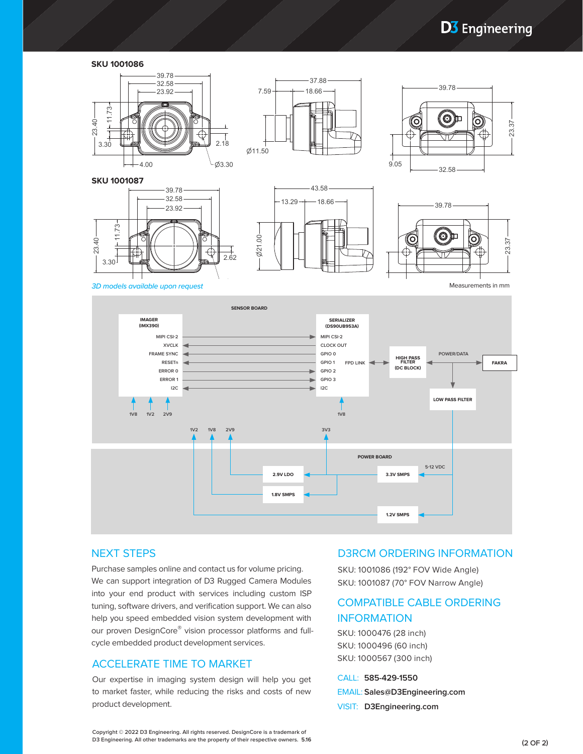**SKU 1001086**

39.78
32.58
23.92
23.40
11.73
3.30
2.18
4.00
Ø3.30

37.88
7.59
18.66
Ø11.50

39.78
23.37
9.05
32.58

**SKU 1001087**

39.78
32.58
23.92
23.40
11.73
3.30
2.62

43.58
13.29
18.66
Ø21.00

39.78
23.37

*3D models available upon request*

Measurements in mm

SENSOR BOARD

IMAGER (IMX390)
MIPI CSI-2
XVCLK
FRAME SYNC
RESETn
ERROR 0
ERROR 1
I2C

SERIALIZER (DS90UB953A)
MIPI CSI-2
CLOCK OUT
GPIO 0
GPIO 1
GPIO 2
GPIO 3
I2C
FPD LINK

HIGH PASS FILTER (DC BLOCK)
POWER/DATA
FAKRA
LOW PASS FILTER

1V8
1V2
2V9
1V8

1V2
1V8
2V9
3V3

POWER BOARD
5-12 VDC
2.9V LDO
3.3V SMPS
1.8V SMPS
1.2V SMPS

## NEXT STEPS

Purchase samples online and contact us for volume pricing. We can support integration of D3 Rugged Camera Modules into your end product with services including custom ISP tuning, software drivers, and verification support. We can also help you speed embedded vision system development with our proven DesignCore® vision processor platforms and full-cycle embedded product development services.

## ACCELERATE TIME TO MARKET

Our expertise in imaging system design will help you get to market faster, while reducing the risks and costs of new product development.

## D3RCM ORDERING INFORMATION

SKU: 1001086 (192° FOV Wide Angle)
SKU: 1001087 (70° FOV Narrow Angle)

## COMPATIBLE CABLE ORDERING INFORMATION

SKU: 1000476 (28 inch)
SKU: 1000496 (60 inch)
SKU: 1000567 (300 inch)

CALL: **585-429-1550**
EMAIL: **Sales@D3Engineering.com**
VISIT: **D3Engineering.com**

Copyright © 2022 D3 Engineering. All rights reserved. DesignCore is a trademark of D3 Engineering. All other trademarks are the property of their respective owners. **5.16**